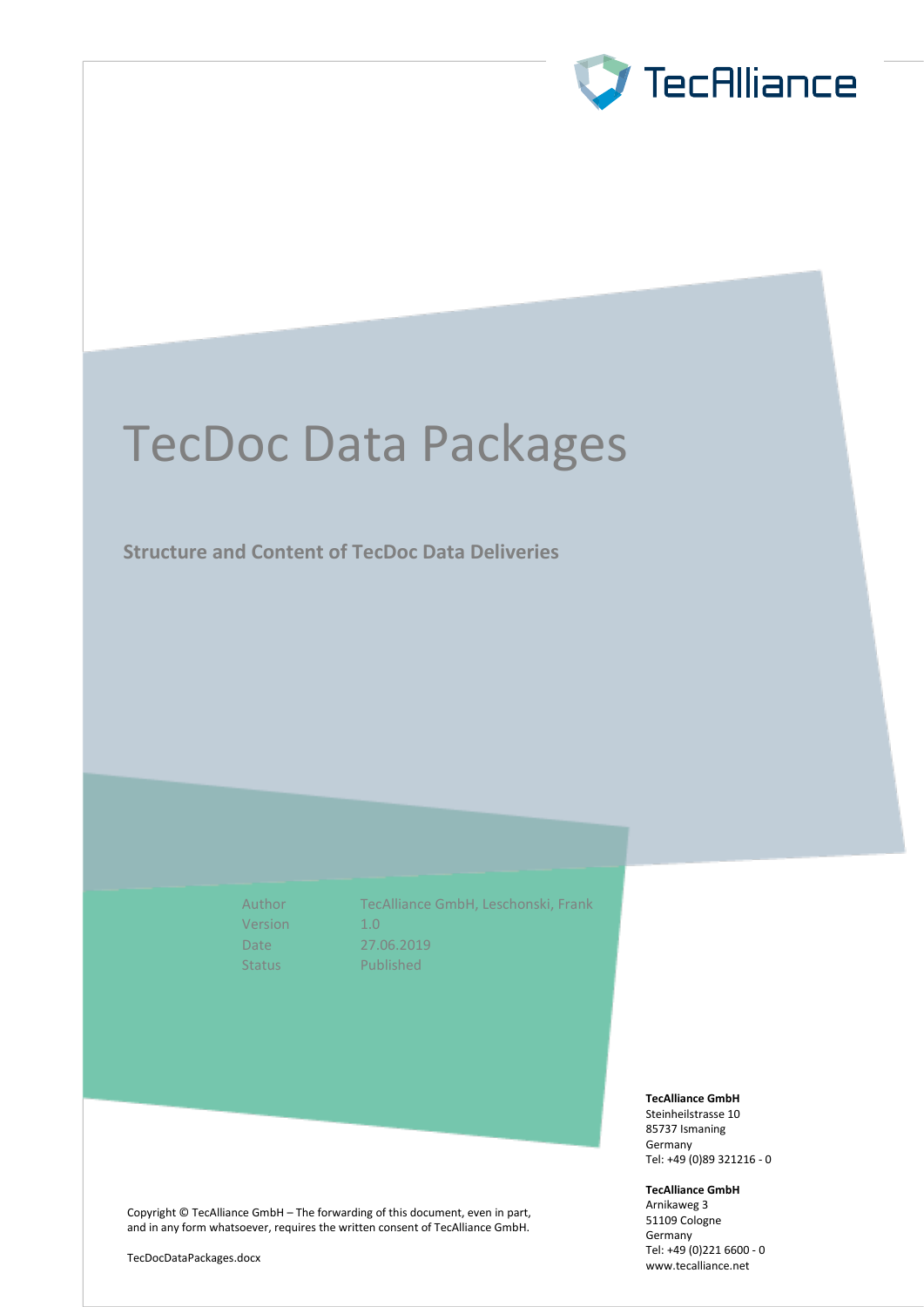# TecDoc Data Packages

**Structure and Content of TecDoc Data Deliveries**

| | |
|---|---|
| Author | TecAlliance GmbH, Leschonski, Frank |
| Version | 1.0 |
| Date | 27.06.2019 |
| Status | Published |

**TecAlliance GmbH**
Steinheilstrasse 10
85737 Ismaning
Germany
Tel: +49 (0)89 321216 - 0

**TecAlliance GmbH**
Arnikaweg 3
51109 Cologne
Germany
Tel: +49 (0)221 6600 - 0
www.tecalliance.net

Copyright © TecAlliance GmbH – The forwarding of this document, even in part, and in any form whatsoever, requires the written consent of TecAlliance GmbH.

TecDocDataPackages.docx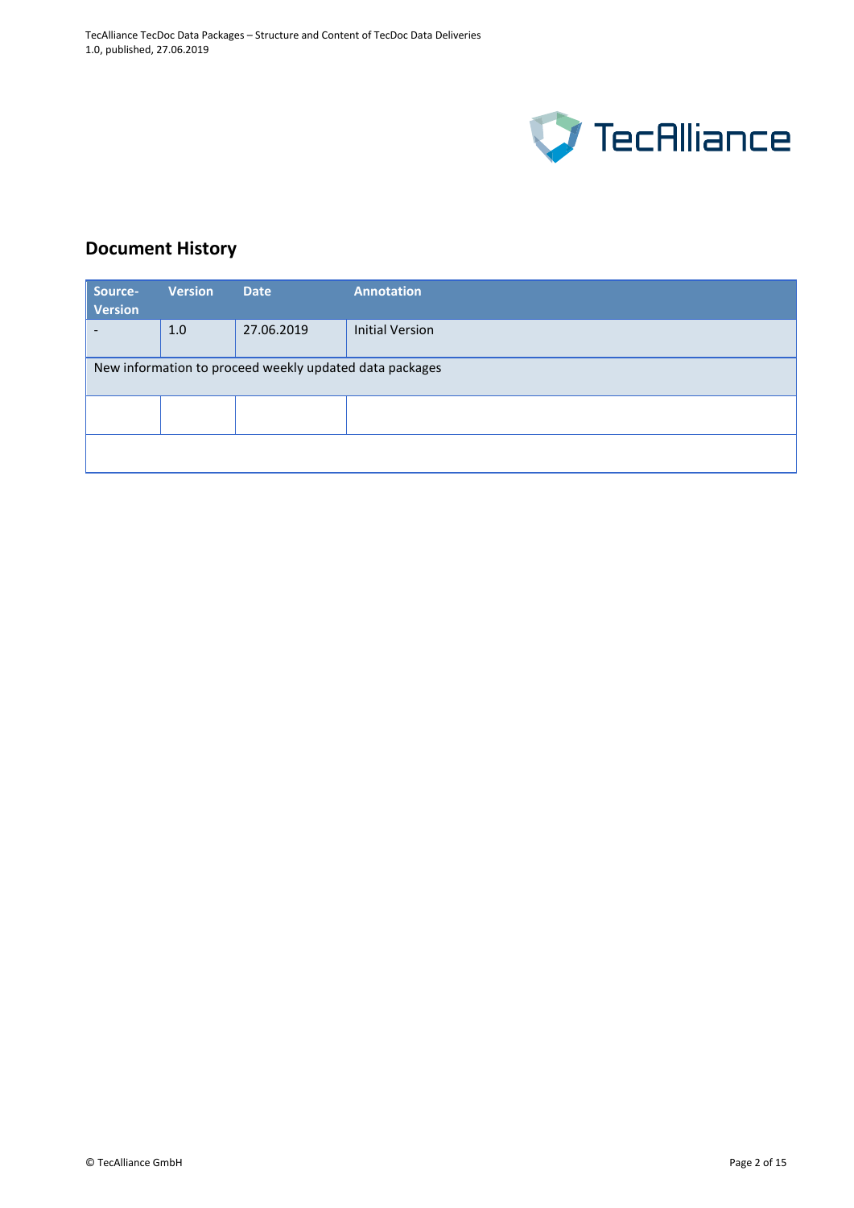## Document History

| Source-Version | Version | Date | Annotation |
|---|---|---|---|
| - | 1.0 | 27.06.2019 | Initial Version |
| New information to proceed weekly updated data packages | | | |
| | | | |
| | | | |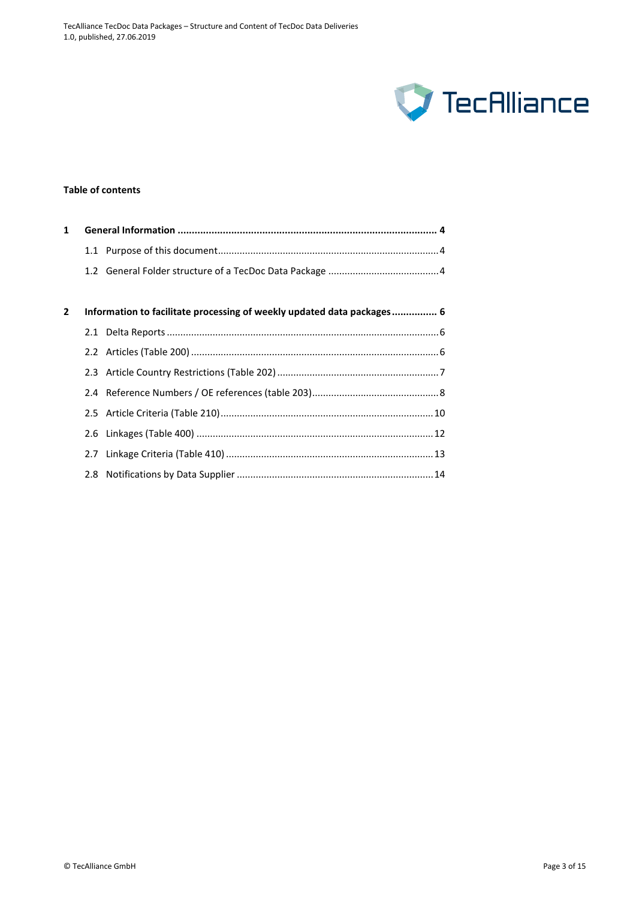**Table of contents**

**1 General Information ........................................................................................... 4**

- 1.1 Purpose of this document................................................................................4
- 1.2 General Folder structure of a TecDoc Data Package .........................................4

**2 Information to facilitate processing of weekly updated data packages................ 6**

- 2.1 Delta Reports ....................................................................................................6
- 2.2 Articles (Table 200) ...........................................................................................6
- 2.3 Article Country Restrictions (Table 202) ...........................................................7
- 2.4 Reference Numbers / OE references (table 203)...............................................8
- 2.5 Article Criteria (Table 210)..............................................................................10
- 2.6 Linkages (Table 400) .......................................................................................12
- 2.7 Linkage Criteria (Table 410) ............................................................................13
- 2.8 Notifications by Data Supplier ........................................................................14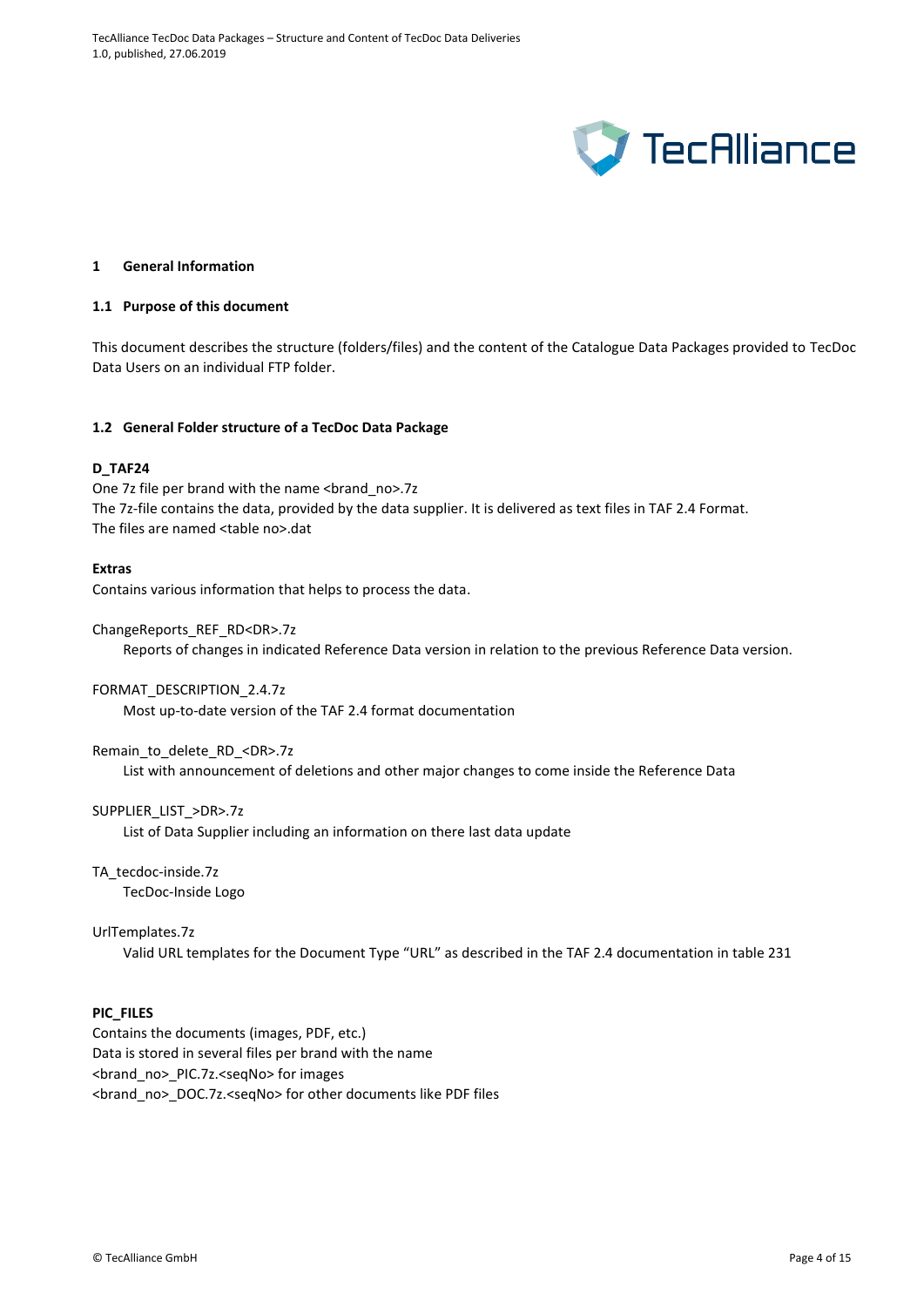# 1 General Information

## 1.1 Purpose of this document

This document describes the structure (folders/files) and the content of the Catalogue Data Packages provided to TecDoc Data Users on an individual FTP folder.

## 1.2 General Folder structure of a TecDoc Data Package

**D_TAF24**

One 7z file per brand with the name <brand_no>.7z
The 7z-file contains the data, provided by the data supplier. It is delivered as text files in TAF 2.4 Format.
The files are named <table no>.dat

**Extras**

Contains various information that helps to process the data.

ChangeReports_REF_RD<DR>.7z

Reports of changes in indicated Reference Data version in relation to the previous Reference Data version.

FORMAT_DESCRIPTION_2.4.7z

Most up-to-date version of the TAF 2.4 format documentation

Remain_to_delete_RD_<DR>.7z

List with announcement of deletions and other major changes to come inside the Reference Data

SUPPLIER_LIST_>DR>.7z

List of Data Supplier including an information on there last data update

TA_tecdoc-inside.7z

TecDoc-Inside Logo

UrlTemplates.7z

Valid URL templates for the Document Type “URL” as described in the TAF 2.4 documentation in table 231

**PIC_FILES**

Contains the documents (images, PDF, etc.)
Data is stored in several files per brand with the name
<brand_no>_PIC.7z.<seqNo> for images
<brand_no>_DOC.7z.<seqNo> for other documents like PDF files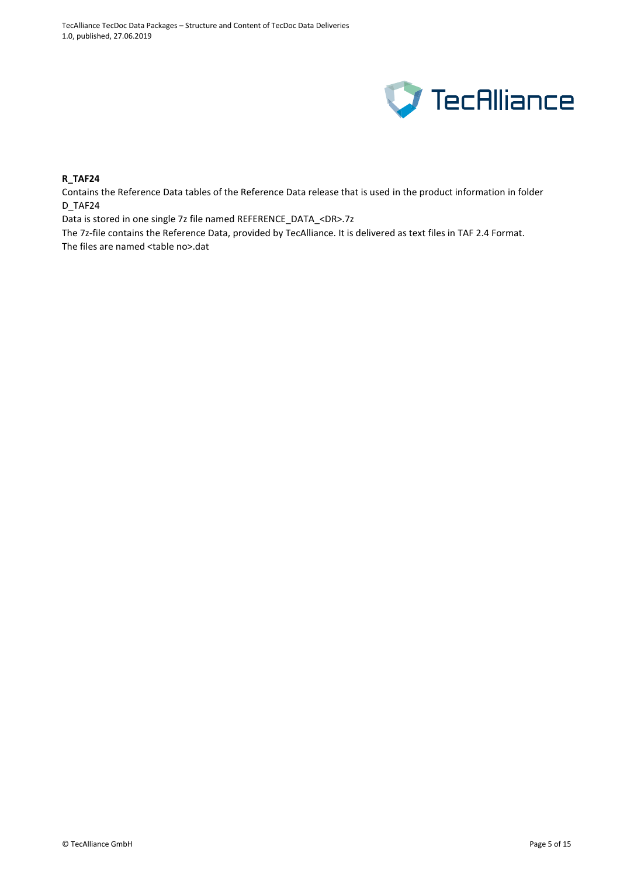**R_TAF24**

Contains the Reference Data tables of the Reference Data release that is used in the product information in folder D_TAF24

Data is stored in one single 7z file named REFERENCE_DATA_<DR>.7z

The 7z-file contains the Reference Data, provided by TecAlliance. It is delivered as text files in TAF 2.4 Format.

The files are named <table no>.dat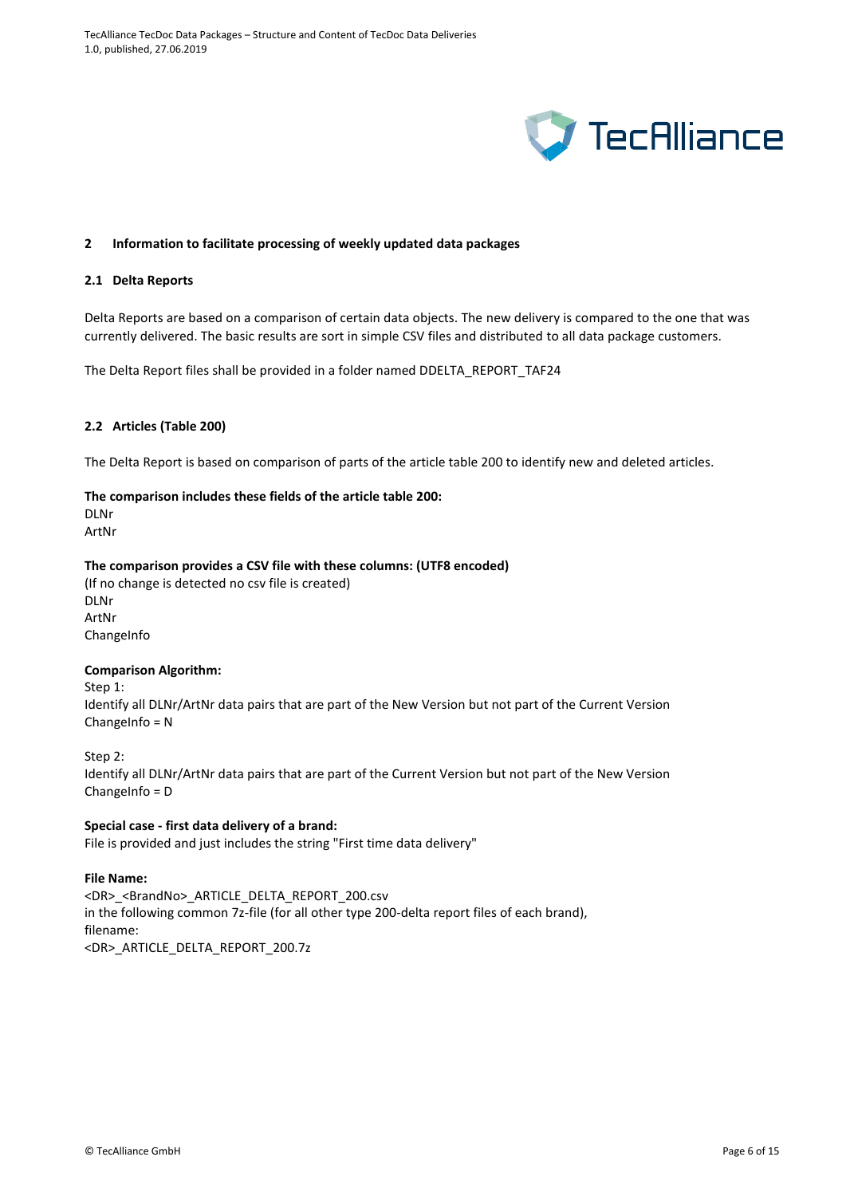## 2 Information to facilitate processing of weekly updated data packages

### 2.1 Delta Reports

Delta Reports are based on a comparison of certain data objects. The new delivery is compared to the one that was currently delivered. The basic results are sort in simple CSV files and distributed to all data package customers.

The Delta Report files shall be provided in a folder named DDELTA_REPORT_TAF24

### 2.2 Articles (Table 200)

The Delta Report is based on comparison of parts of the article table 200 to identify new and deleted articles.

**The comparison includes these fields of the article table 200:**
DLNr
ArtNr

**The comparison provides a CSV file with these columns: (UTF8 encoded)**
(If no change is detected no csv file is created)
DLNr
ArtNr
ChangeInfo

**Comparison Algorithm:**
Step 1:
Identify all DLNr/ArtNr data pairs that are part of the New Version but not part of the Current Version
ChangeInfo = N

Step 2:
Identify all DLNr/ArtNr data pairs that are part of the Current Version but not part of the New Version
ChangeInfo = D

**Special case - first data delivery of a brand:**
File is provided and just includes the string "First time data delivery"

**File Name:**
<DR>_<BrandNo>_ARTICLE_DELTA_REPORT_200.csv
in the following common 7z-file (for all other type 200-delta report files of each brand),
filename:
<DR>_ARTICLE_DELTA_REPORT_200.7z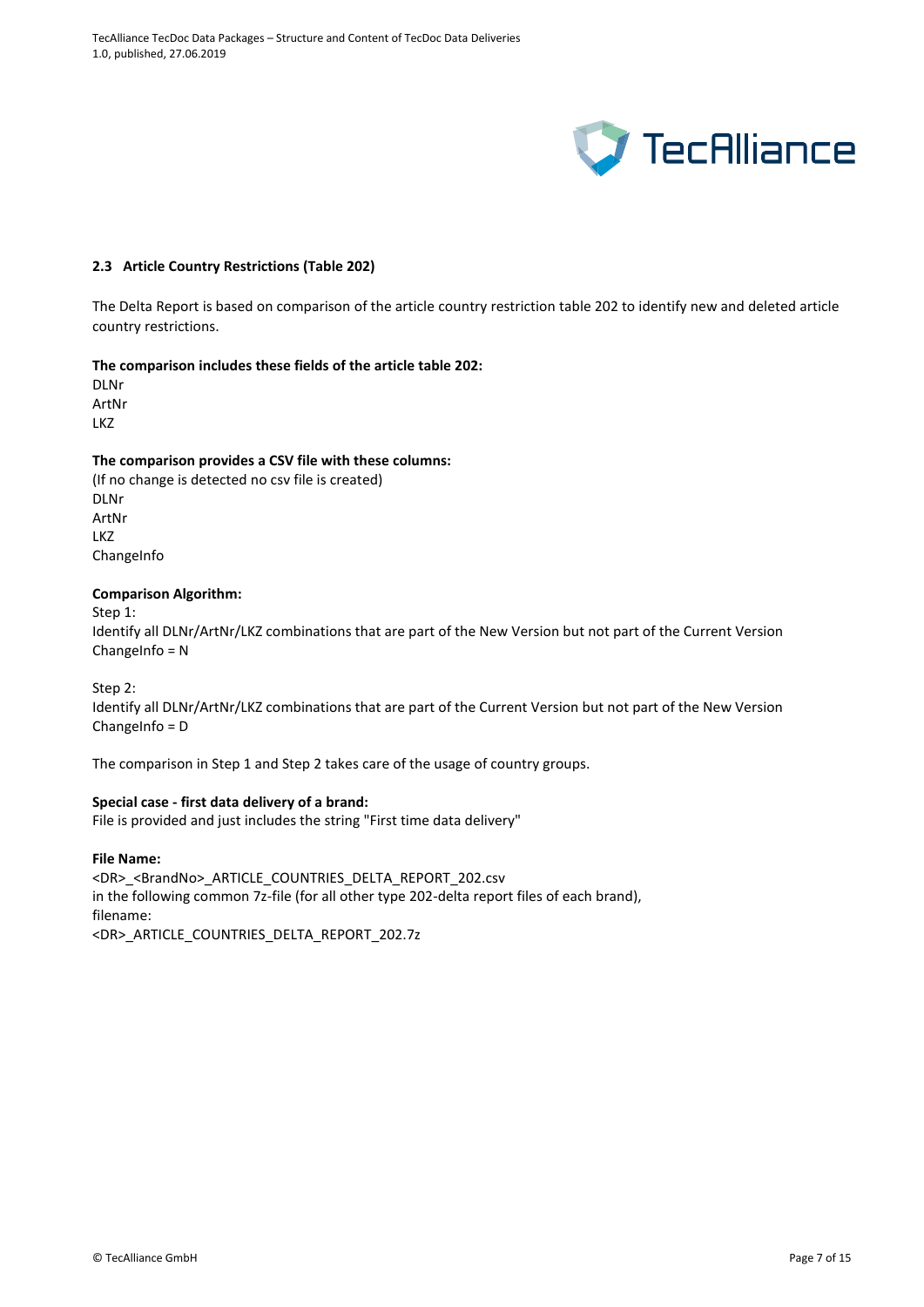## 2.3 Article Country Restrictions (Table 202)

The Delta Report is based on comparison of the article country restriction table 202 to identify new and deleted article country restrictions.

**The comparison includes these fields of the article table 202:**
DLNr
ArtNr
LKZ

**The comparison provides a CSV file with these columns:**
(If no change is detected no csv file is created)
DLNr
ArtNr
LKZ
ChangeInfo

**Comparison Algorithm:**
Step 1:
Identify all DLNr/ArtNr/LKZ combinations that are part of the New Version but not part of the Current Version
ChangeInfo = N

Step 2:
Identify all DLNr/ArtNr/LKZ combinations that are part of the Current Version but not part of the New Version
ChangeInfo = D

The comparison in Step 1 and Step 2 takes care of the usage of country groups.

**Special case - first data delivery of a brand:**
File is provided and just includes the string "First time data delivery"

**File Name:**
<DR>_<BrandNo>_ARTICLE_COUNTRIES_DELTA_REPORT_202.csv
in the following common 7z-file (for all other type 202-delta report files of each brand),
filename:
<DR>_ARTICLE_COUNTRIES_DELTA_REPORT_202.7z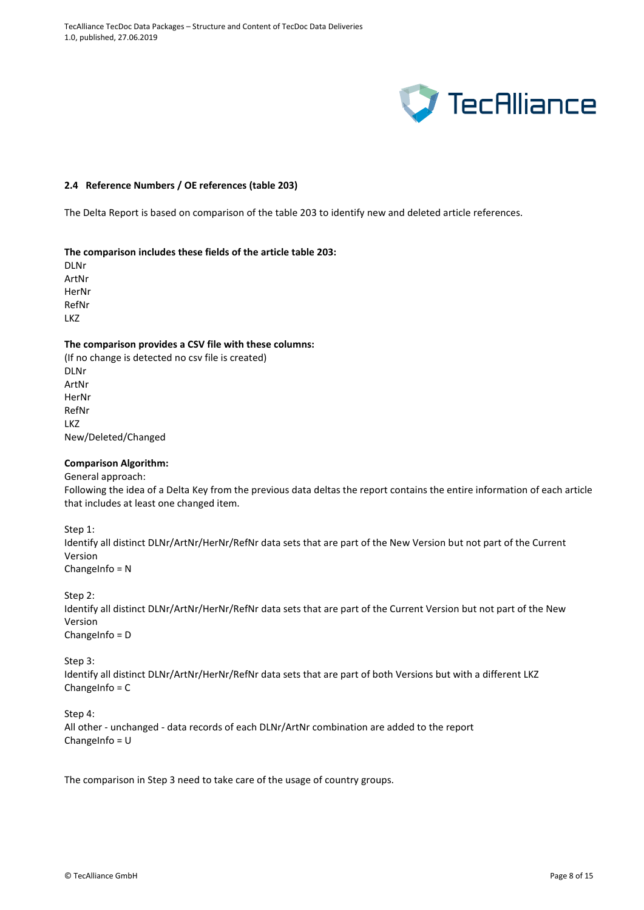## 2.4 Reference Numbers / OE references (table 203)

The Delta Report is based on comparison of the table 203 to identify new and deleted article references.

**The comparison includes these fields of the article table 203:**

DLNr
ArtNr
HerNr
RefNr
LKZ

**The comparison provides a CSV file with these columns:**

(If no change is detected no csv file is created)
DLNr
ArtNr
HerNr
RefNr
LKZ
New/Deleted/Changed

**Comparison Algorithm:**

General approach:
Following the idea of a Delta Key from the previous data deltas the report contains the entire information of each article that includes at least one changed item.

Step 1:
Identify all distinct DLNr/ArtNr/HerNr/RefNr data sets that are part of the New Version but not part of the Current Version
ChangeInfo = N

Step 2:
Identify all distinct DLNr/ArtNr/HerNr/RefNr data sets that are part of the Current Version but not part of the New Version
ChangeInfo = D

Step 3:
Identify all distinct DLNr/ArtNr/HerNr/RefNr data sets that are part of both Versions but with a different LKZ
ChangeInfo = C

Step 4:
All other - unchanged - data records of each DLNr/ArtNr combination are added to the report
ChangeInfo = U

The comparison in Step 3 need to take care of the usage of country groups.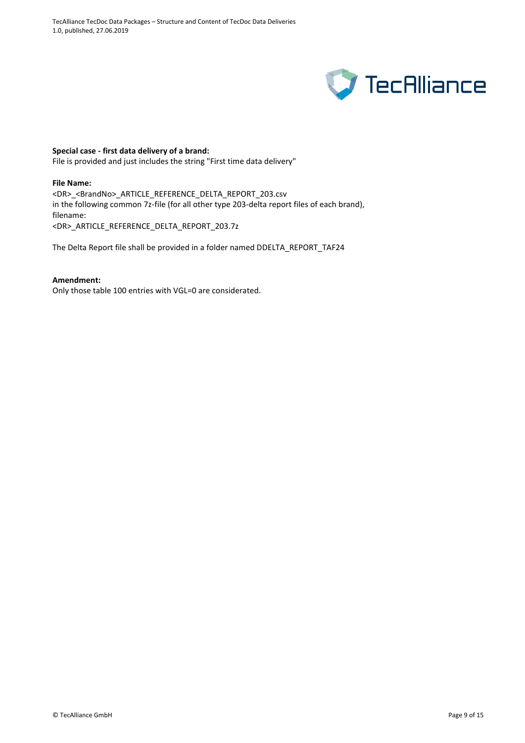**Special case - first data delivery of a brand:**
File is provided and just includes the string "First time data delivery"

**File Name:**
<DR>_<BrandNo>_ARTICLE_REFERENCE_DELTA_REPORT_203.csv
in the following common 7z-file (for all other type 203-delta report files of each brand), filename:
<DR>_ARTICLE_REFERENCE_DELTA_REPORT_203.7z

The Delta Report file shall be provided in a folder named DDELTA_REPORT_TAF24

**Amendment:**
Only those table 100 entries with VGL=0 are considerated.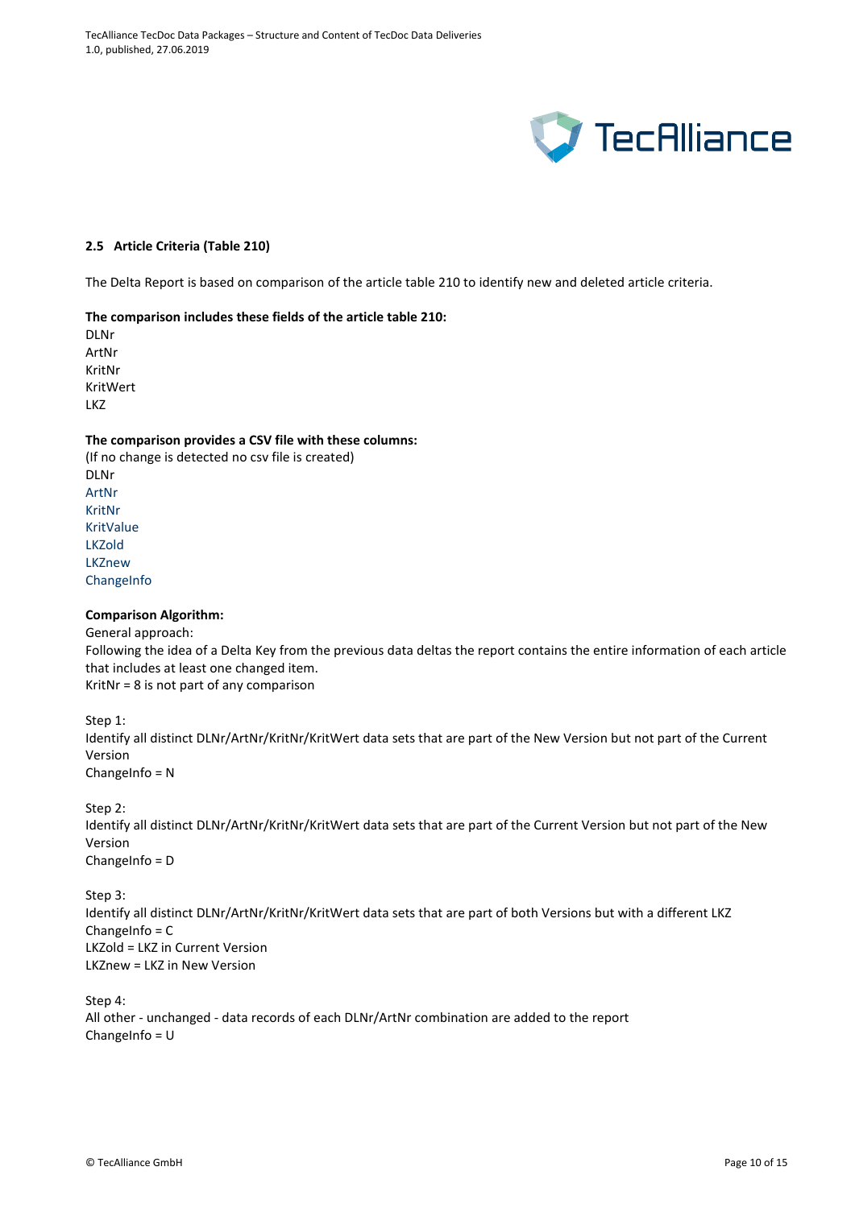### 2.5 Article Criteria (Table 210)

The Delta Report is based on comparison of the article table 210 to identify new and deleted article criteria.

**The comparison includes these fields of the article table 210:**

DLNr
ArtNr
KritNr
KritWert
LKZ

**The comparison provides a CSV file with these columns:**

(If no change is detected no csv file is created)
DLNr
ArtNr
KritNr
KritValue
LKZold
LKZnew
ChangeInfo

**Comparison Algorithm:**

General approach:
Following the idea of a Delta Key from the previous data deltas the report contains the entire information of each article that includes at least one changed item.
KritNr = 8 is not part of any comparison

Step 1:
Identify all distinct DLNr/ArtNr/KritNr/KritWert data sets that are part of the New Version but not part of the Current Version
ChangeInfo = N

Step 2:
Identify all distinct DLNr/ArtNr/KritNr/KritWert data sets that are part of the Current Version but not part of the New Version
ChangeInfo = D

Step 3:
Identify all distinct DLNr/ArtNr/KritNr/KritWert data sets that are part of both Versions but with a different LKZ
ChangeInfo = C
LKZold = LKZ in Current Version
LKZnew = LKZ in New Version

Step 4:
All other - unchanged - data records of each DLNr/ArtNr combination are added to the report
ChangeInfo = U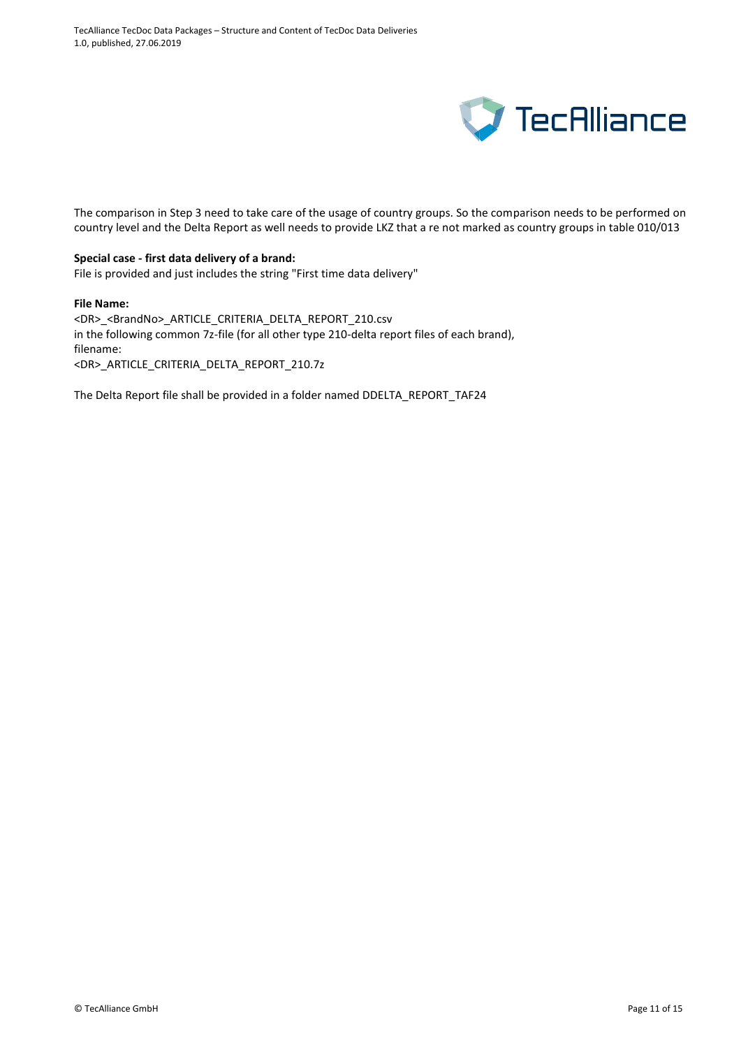The comparison in Step 3 need to take care of the usage of country groups. So the comparison needs to be performed on country level and the Delta Report as well needs to provide LKZ that a re not marked as country groups in table 010/013

**Special case - first data delivery of a brand:**
File is provided and just includes the string "First time data delivery"

**File Name:**
<DR>_<BrandNo>_ARTICLE_CRITERIA_DELTA_REPORT_210.csv
in the following common 7z-file (for all other type 210-delta report files of each brand),
filename:
<DR>_ARTICLE_CRITERIA_DELTA_REPORT_210.7z

The Delta Report file shall be provided in a folder named DDELTA_REPORT_TAF24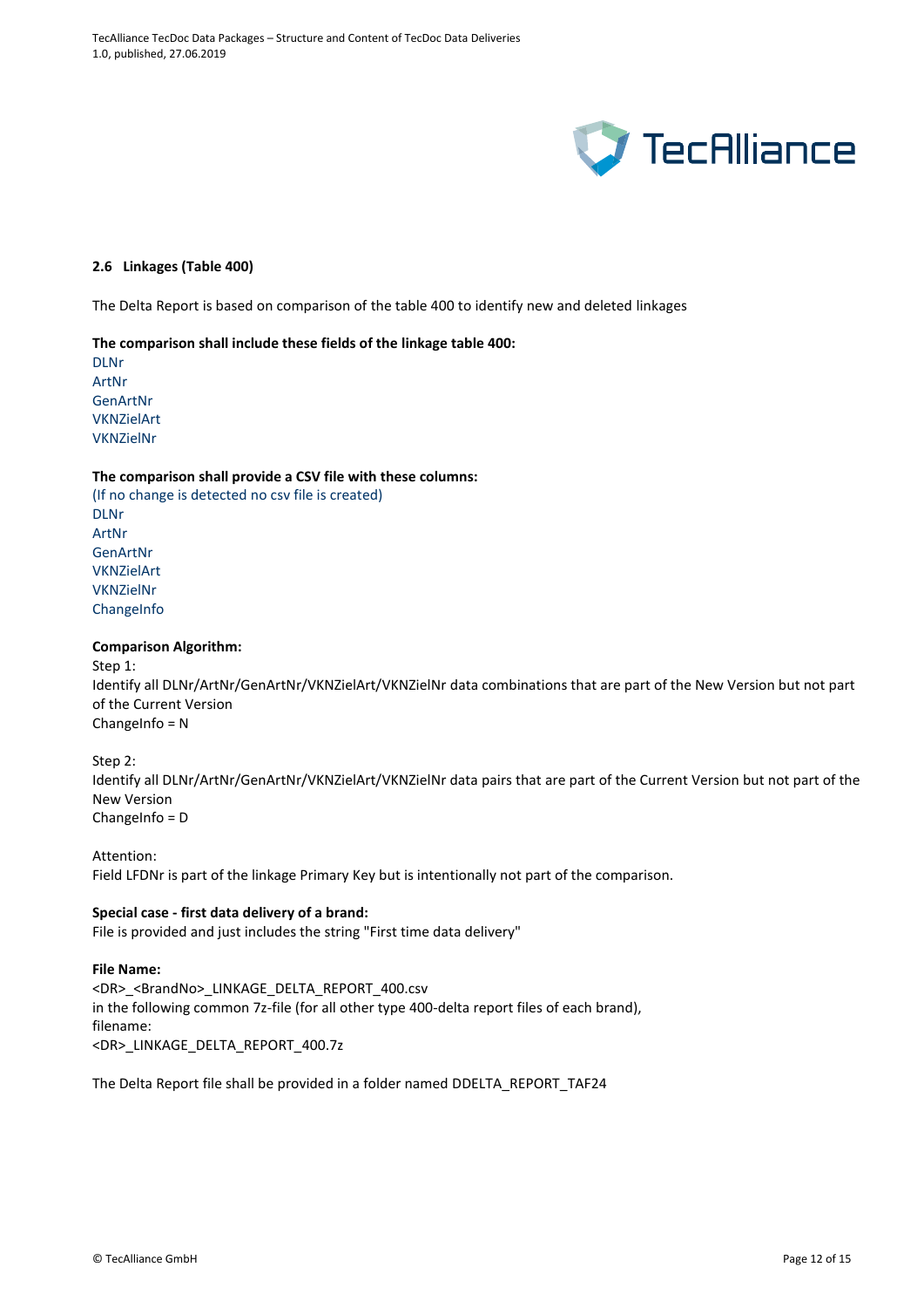## 2.6 Linkages (Table 400)

The Delta Report is based on comparison of the table 400 to identify new and deleted linkages

**The comparison shall include these fields of the linkage table 400:**

DLNr
ArtNr
GenArtNr
VKNZielArt
VKNZielNr

**The comparison shall provide a CSV file with these columns:**

(If no change is detected no csv file is created)
DLNr
ArtNr
GenArtNr
VKNZielArt
VKNZielNr
ChangeInfo

**Comparison Algorithm:**

Step 1:
Identify all DLNr/ArtNr/GenArtNr/VKNZielArt/VKNZielNr data combinations that are part of the New Version but not part of the Current Version
ChangeInfo = N

Step 2:
Identify all DLNr/ArtNr/GenArtNr/VKNZielArt/VKNZielNr data pairs that are part of the Current Version but not part of the New Version
ChangeInfo = D

Attention:
Field LFDNr is part of the linkage Primary Key but is intentionally not part of the comparison.

**Special case - first data delivery of a brand:**

File is provided and just includes the string "First time data delivery"

**File Name:**

<DR>_<BrandNo>_LINKAGE_DELTA_REPORT_400.csv
in the following common 7z-file (for all other type 400-delta report files of each brand),
filename:
<DR>_LINKAGE_DELTA_REPORT_400.7z

The Delta Report file shall be provided in a folder named DDELTA_REPORT_TAF24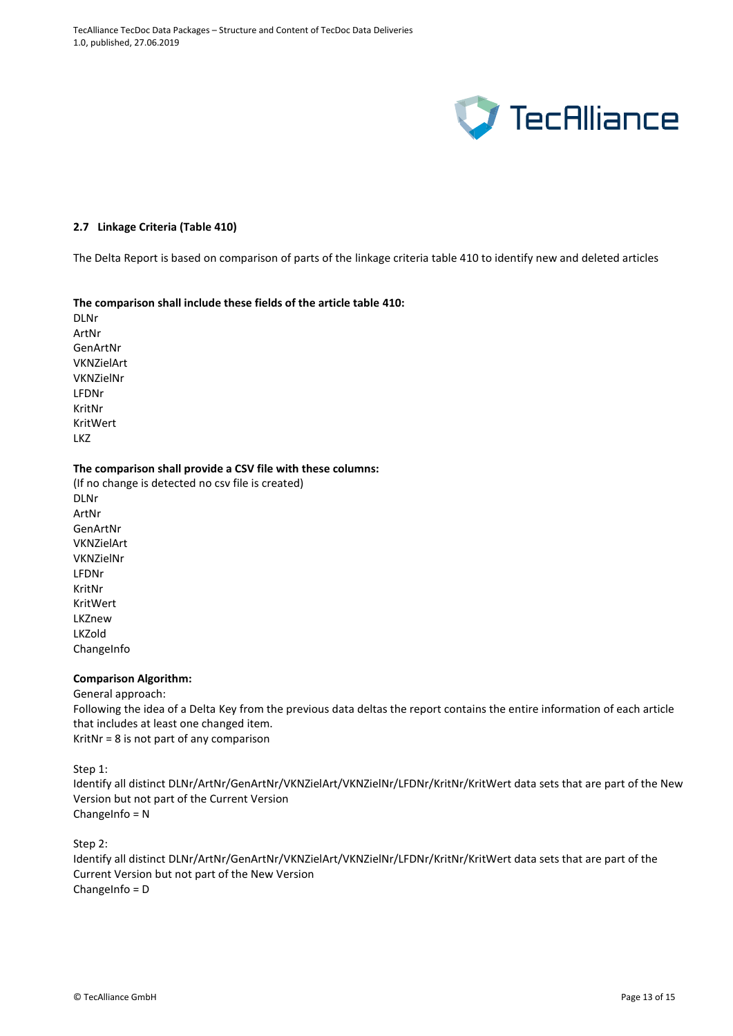## 2.7 Linkage Criteria (Table 410)

The Delta Report is based on comparison of parts of the linkage criteria table 410 to identify new and deleted articles

**The comparison shall include these fields of the article table 410:**

DLNr
ArtNr
GenArtNr
VKNZielArt
VKNZielNr
LFDNr
KritNr
KritWert
LKZ

**The comparison shall provide a CSV file with these columns:**

(If no change is detected no csv file is created)

DLNr
ArtNr
GenArtNr
VKNZielArt
VKNZielNr
LFDNr
KritNr
KritWert
LKZnew
LKZold
ChangeInfo

**Comparison Algorithm:**

General approach:

Following the idea of a Delta Key from the previous data deltas the report contains the entire information of each article that includes at least one changed item.

KritNr = 8 is not part of any comparison

Step 1:

Identify all distinct DLNr/ArtNr/GenArtNr/VKNZielArt/VKNZielNr/LFDNr/KritNr/KritWert data sets that are part of the New Version but not part of the Current Version

ChangeInfo = N

Step 2:

Identify all distinct DLNr/ArtNr/GenArtNr/VKNZielArt/VKNZielNr/LFDNr/KritNr/KritWert data sets that are part of the Current Version but not part of the New Version

ChangeInfo = D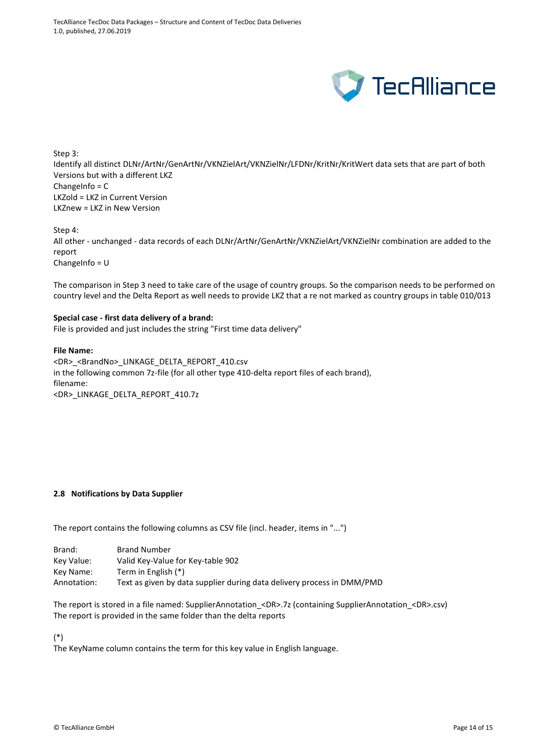Step 3:
Identify all distinct DLNr/ArtNr/GenArtNr/VKNZielArt/VKNZielNr/LFDNr/KritNr/KritWert data sets that are part of both Versions but with a different LKZ
ChangeInfo = C
LKZold = LKZ in Current Version
LKZnew = LKZ in New Version

Step 4:
All other - unchanged - data records of each DLNr/ArtNr/GenArtNr/VKNZielArt/VKNZielNr combination are added to the report
ChangeInfo = U

The comparison in Step 3 need to take care of the usage of country groups. So the comparison needs to be performed on country level and the Delta Report as well needs to provide LKZ that a re not marked as country groups in table 010/013

**Special case - first data delivery of a brand:**
File is provided and just includes the string "First time data delivery"

**File Name:**
<DR>_<BrandNo>_LINKAGE_DELTA_REPORT_410.csv
in the following common 7z-file (for all other type 410-delta report files of each brand),
filename:
<DR>_LINKAGE_DELTA_REPORT_410.7z

### 2.8 Notifications by Data Supplier

The report contains the following columns as CSV file (incl. header, items in "...")

| | |
|---|---|
| Brand: | Brand Number |
| Key Value: | Valid Key-Value for Key-table 902 |
| Key Name: | Term in English (*) |
| Annotation: | Text as given by data supplier during data delivery process in DMM/PMD |

The report is stored in a file named: SupplierAnnotation_<DR>.7z (containing SupplierAnnotation_<DR>.csv)
The report is provided in the same folder than the delta reports

(*)
The KeyName column contains the term for this key value in English language.